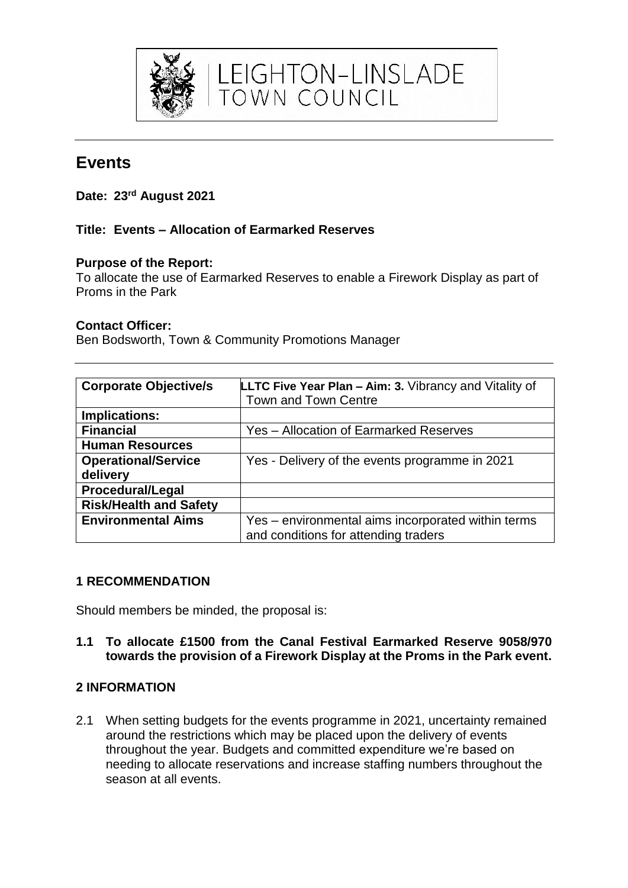LEIGHTON-LINSLADE TOWN COUNCIL

# Events

**Date: 23rd August 2021**

**Title: Events – Allocation of Earmarked Reserves**

**Purpose of the Report:**
To allocate the use of Earmarked Reserves to enable a Firework Display as part of Proms in the Park

**Contact Officer:**
Ben Bodsworth, Town & Community Promotions Manager

| **Corporate Objective/s** | **LLTC Five Year Plan – Aim: 3.** Vibrancy and Vitality of Town and Town Centre |
|---|---|
| **Implications:** | |
| **Financial** | Yes – Allocation of Earmarked Reserves |
| **Human Resources** | |
| **Operational/Service delivery** | Yes - Delivery of the events programme in 2021 |
| **Procedural/Legal** | |
| **Risk/Health and Safety** | |
| **Environmental Aims** | Yes – environmental aims incorporated within terms and conditions for attending traders |

## 1 RECOMMENDATION

Should members be minded, the proposal is:

**1.1 To allocate £1500 from the Canal Festival Earmarked Reserve 9058/970 towards the provision of a Firework Display at the Proms in the Park event.**

## 2 INFORMATION

2.1 When setting budgets for the events programme in 2021, uncertainty remained around the restrictions which may be placed upon the delivery of events throughout the year. Budgets and committed expenditure we're based on needing to allocate reservations and increase staffing numbers throughout the season at all events.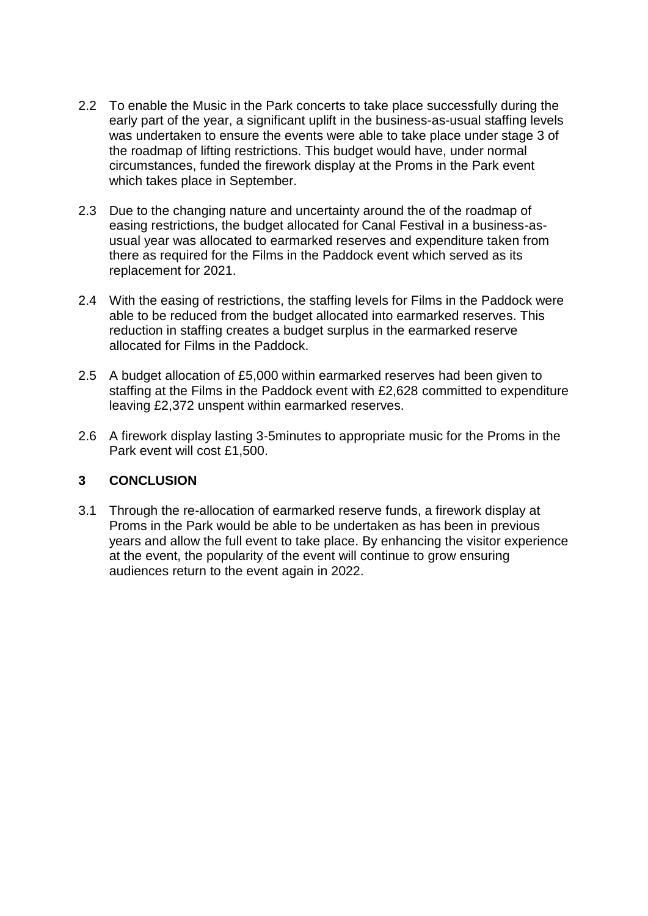2.2 To enable the Music in the Park concerts to take place successfully during the early part of the year, a significant uplift in the business-as-usual staffing levels was undertaken to ensure the events were able to take place under stage 3 of the roadmap of lifting restrictions. This budget would have, under normal circumstances, funded the firework display at the Proms in the Park event which takes place in September.

2.3 Due to the changing nature and uncertainty around the of the roadmap of easing restrictions, the budget allocated for Canal Festival in a business-as-usual year was allocated to earmarked reserves and expenditure taken from there as required for the Films in the Paddock event which served as its replacement for 2021.

2.4 With the easing of restrictions, the staffing levels for Films in the Paddock were able to be reduced from the budget allocated into earmarked reserves. This reduction in staffing creates a budget surplus in the earmarked reserve allocated for Films in the Paddock.

2.5 A budget allocation of £5,000 within earmarked reserves had been given to staffing at the Films in the Paddock event with £2,628 committed to expenditure leaving £2,372 unspent within earmarked reserves.

2.6 A firework display lasting 3-5minutes to appropriate music for the Proms in the Park event will cost £1,500.

## 3 CONCLUSION

3.1 Through the re-allocation of earmarked reserve funds, a firework display at Proms in the Park would be able to be undertaken as has been in previous years and allow the full event to take place. By enhancing the visitor experience at the event, the popularity of the event will continue to grow ensuring audiences return to the event again in 2022.